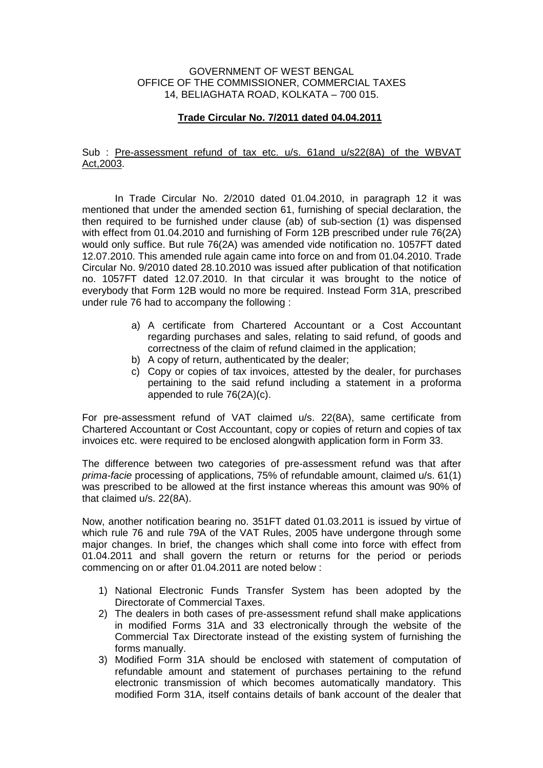GOVERNMENT OF WEST BENGAL
OFFICE OF THE COMMISSIONER, COMMERCIAL TAXES
14, BELIAGHATA ROAD, KOLKATA – 700 015.

**Trade Circular No. 7/2011 dated 04.04.2011**

Sub : Pre-assessment refund of tax etc. u/s. 61and u/s22(8A) of the WBVAT Act,2003.

In Trade Circular No. 2/2010 dated 01.04.2010, in paragraph 12 it was mentioned that under the amended section 61, furnishing of special declaration, the then required to be furnished under clause (ab) of sub-section (1) was dispensed with effect from 01.04.2010 and furnishing of Form 12B prescribed under rule 76(2A) would only suffice. But rule 76(2A) was amended vide notification no. 1057FT dated 12.07.2010. This amended rule again came into force on and from 01.04.2010. Trade Circular No. 9/2010 dated 28.10.2010 was issued after publication of that notification no. 1057FT dated 12.07.2010. In that circular it was brought to the notice of everybody that Form 12B would no more be required. Instead Form 31A, prescribed under rule 76 had to accompany the following :

a) A certificate from Chartered Accountant or a Cost Accountant regarding purchases and sales, relating to said refund, of goods and correctness of the claim of refund claimed in the application;
b) A copy of return, authenticated by the dealer;
c) Copy or copies of tax invoices, attested by the dealer, for purchases pertaining to the said refund including a statement in a proforma appended to rule 76(2A)(c).

For pre-assessment refund of VAT claimed u/s. 22(8A), same certificate from Chartered Accountant or Cost Accountant, copy or copies of return and copies of tax invoices etc. were required to be enclosed alongwith application form in Form 33.

The difference between two categories of pre-assessment refund was that after *prima-facie* processing of applications, 75% of refundable amount, claimed u/s. 61(1) was prescribed to be allowed at the first instance whereas this amount was 90% of that claimed u/s. 22(8A).

Now, another notification bearing no. 351FT dated 01.03.2011 is issued by virtue of which rule 76 and rule 79A of the VAT Rules, 2005 have undergone through some major changes. In brief, the changes which shall come into force with effect from 01.04.2011 and shall govern the return or returns for the period or periods commencing on or after 01.04.2011 are noted below :

1) National Electronic Funds Transfer System has been adopted by the Directorate of Commercial Taxes.
2) The dealers in both cases of pre-assessment refund shall make applications in modified Forms 31A and 33 electronically through the website of the Commercial Tax Directorate instead of the existing system of furnishing the forms manually.
3) Modified Form 31A should be enclosed with statement of computation of refundable amount and statement of purchases pertaining to the refund electronic transmission of which becomes automatically mandatory. This modified Form 31A, itself contains details of bank account of the dealer that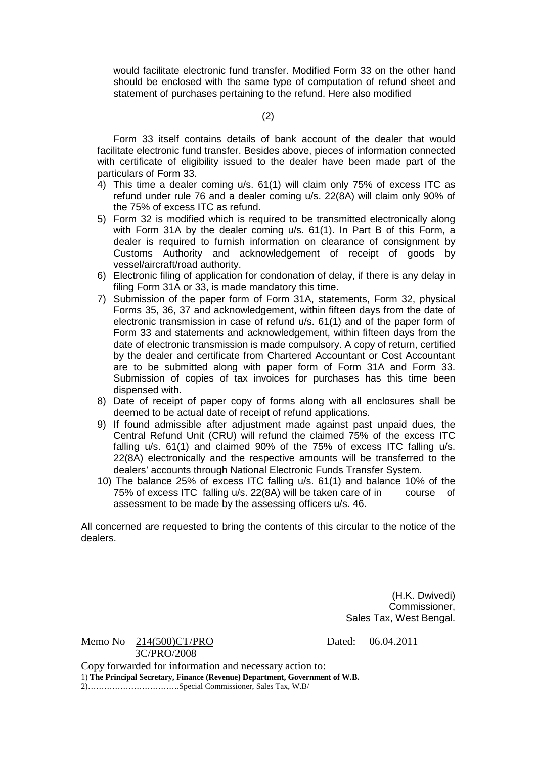would facilitate electronic fund transfer. Modified Form 33 on the other hand should be enclosed with the same type of computation of refund sheet and statement of purchases pertaining to the refund. Here also modified

Form 33 itself contains details of bank account of the dealer that would facilitate electronic fund transfer. Besides above, pieces of information connected with certificate of eligibility issued to the dealer have been made part of the particulars of Form 33.

4) This time a dealer coming u/s. 61(1) will claim only 75% of excess ITC as refund under rule 76 and a dealer coming u/s. 22(8A) will claim only 90% of the 75% of excess ITC as refund.
5) Form 32 is modified which is required to be transmitted electronically along with Form 31A by the dealer coming u/s. 61(1). In Part B of this Form, a dealer is required to furnish information on clearance of consignment by Customs Authority and acknowledgement of receipt of goods by vessel/aircraft/road authority.
6) Electronic filing of application for condonation of delay, if there is any delay in filing Form 31A or 33, is made mandatory this time.
7) Submission of the paper form of Form 31A, statements, Form 32, physical Forms 35, 36, 37 and acknowledgement, within fifteen days from the date of electronic transmission in case of refund u/s. 61(1) and of the paper form of Form 33 and statements and acknowledgement, within fifteen days from the date of electronic transmission is made compulsory. A copy of return, certified by the dealer and certificate from Chartered Accountant or Cost Accountant are to be submitted along with paper form of Form 31A and Form 33. Submission of copies of tax invoices for purchases has this time been dispensed with.
8) Date of receipt of paper copy of forms along with all enclosures shall be deemed to be actual date of receipt of refund applications.
9) If found admissible after adjustment made against past unpaid dues, the Central Refund Unit (CRU) will refund the claimed 75% of the excess ITC falling u/s. 61(1) and claimed 90% of the 75% of excess ITC falling u/s. 22(8A) electronically and the respective amounts will be transferred to the dealers' accounts through National Electronic Funds Transfer System.
10) The balance 25% of excess ITC falling u/s. 61(1) and balance 10% of the 75% of excess ITC falling u/s. 22(8A) will be taken care of in course of assessment to be made by the assessing officers u/s. 46.

All concerned are requested to bring the contents of this circular to the notice of the dealers.

(H.K. Dwivedi)
Commissioner,
Sales Tax, West Bengal.

Memo No 214(500)CT/PRO
3C/PRO/2008

Dated: 06.04.2011

Copy forwarded for information and necessary action to:

1) **The Principal Secretary, Finance (Revenue) Department, Government of W.B.**

2)…………………………….Special Commissioner, Sales Tax, W.B/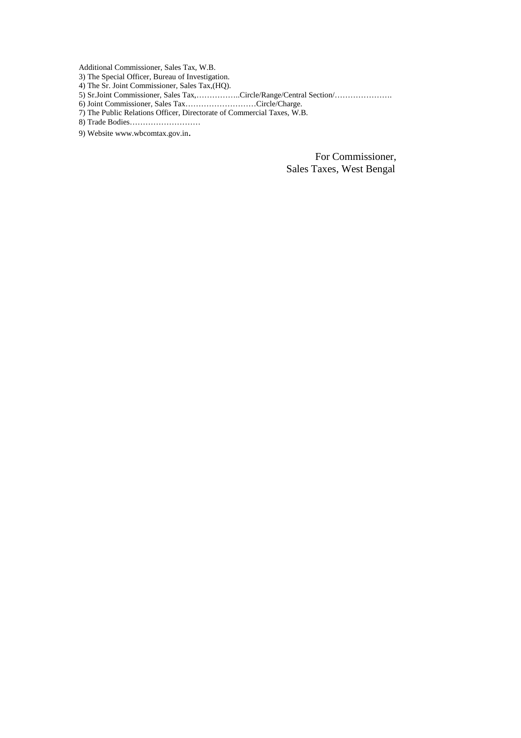Additional Commissioner, Sales Tax, W.B.

3) The Special Officer, Bureau of Investigation.

4) The Sr. Joint Commissioner, Sales Tax,(HQ).

5) Sr.Joint Commissioner, Sales Tax,……………..Circle/Range/Central Section/………………….

6) Joint Commissioner, Sales Tax………………………Circle/Charge.

7) The Public Relations Officer, Directorate of Commercial Taxes, W.B.

8) Trade Bodies………………………

9) Website www.wbcomtax.gov.in.

For Commissioner,
Sales Taxes, West Bengal